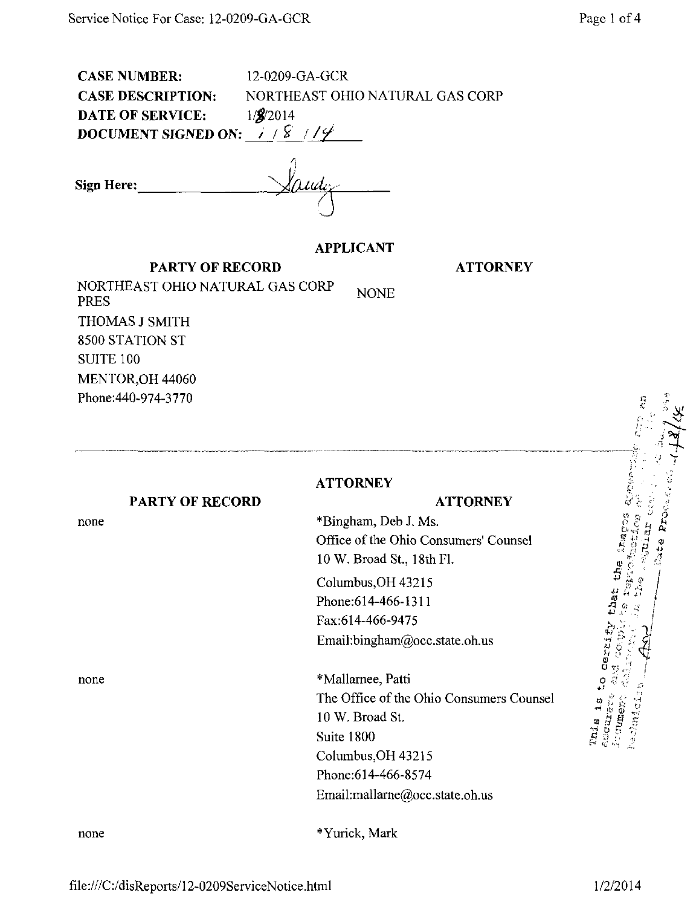**CASE NUMBER:** 12-0209-GA-GCR

**CASE DESCRIPTION:** NORTHEAST OHIO NATURAL GAS CORP

**DATE OF SERVICE:** 1/8/2014

**DOCUMENT SIGNED ON:** 1/8/14

**Sign Here:** Sandy

## APPLICANT

| PARTY OF RECORD | ATTORNEY |
|---|---|
| NORTHEAST OHIO NATURAL GAS CORP PRES<br>THOMAS J SMITH<br>8500 STATION ST<br>SUITE 100<br>MENTOR,OH 44060<br>Phone:440-974-3770 | NONE |

## ATTORNEY

| PARTY OF RECORD | ATTORNEY |
|---|---|
| none | *Bingham, Deb J. Ms.<br>Office of the Ohio Consumers' Counsel<br>10 W. Broad St., 18th Fl.<br>Columbus,OH 43215<br>Phone:614-466-1311<br>Fax:614-466-9475<br>Email:bingham@occ.state.oh.us |
| none | *Mallarnee, Patti<br>The Office of the Ohio Consumers Counsel<br>10 W. Broad St.<br>Suite 1800<br>Columbus,OH 43215<br>Phone:614-466-8574<br>Email:mallarne@occ.state.oh.us |
| none | *Yurick, Mark |

This is to certify that the images appearing are an accurate and complete reproduction of a case file document delivered in the regular course of business. Technician ___ Date Processed 1-8-14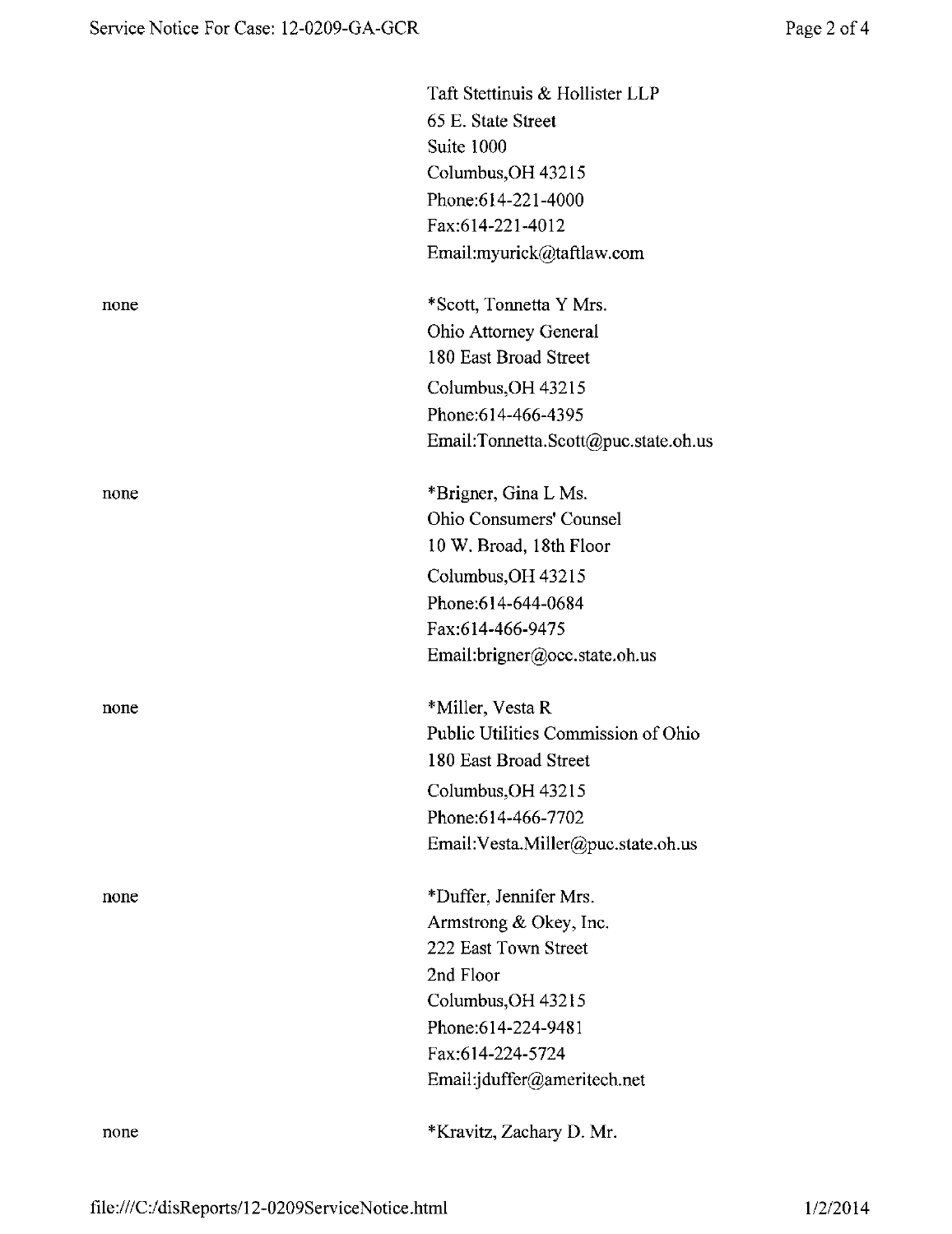| | |
|---|---|
| | Taft Stettinuis & Hollister LLP<br>65 E. State Street<br>Suite 1000<br>Columbus,OH 43215<br>Phone:614-221-4000<br>Fax:614-221-4012<br>Email:myurick@taftlaw.com |
| none | *Scott, Tonnetta Y Mrs.<br>Ohio Attorney General<br>180 East Broad Street<br>Columbus,OH 43215<br>Phone:614-466-4395<br>Email:Tonnetta.Scott@puc.state.oh.us |
| none | *Brigner, Gina L Ms.<br>Ohio Consumers' Counsel<br>10 W. Broad, 18th Floor<br>Columbus,OH 43215<br>Phone:614-644-0684<br>Fax:614-466-9475<br>Email:brigner@occ.state.oh.us |
| none | *Miller, Vesta R<br>Public Utilities Commission of Ohio<br>180 East Broad Street<br>Columbus,OH 43215<br>Phone:614-466-7702<br>Email:Vesta.Miller@puc.state.oh.us |
| none | *Duffer, Jennifer Mrs.<br>Armstrong & Okey, Inc.<br>222 East Town Street<br>2nd Floor<br>Columbus,OH 43215<br>Phone:614-224-9481<br>Fax:614-224-5724<br>Email:jduffer@ameritech.net |
| none | *Kravitz, Zachary D. Mr. |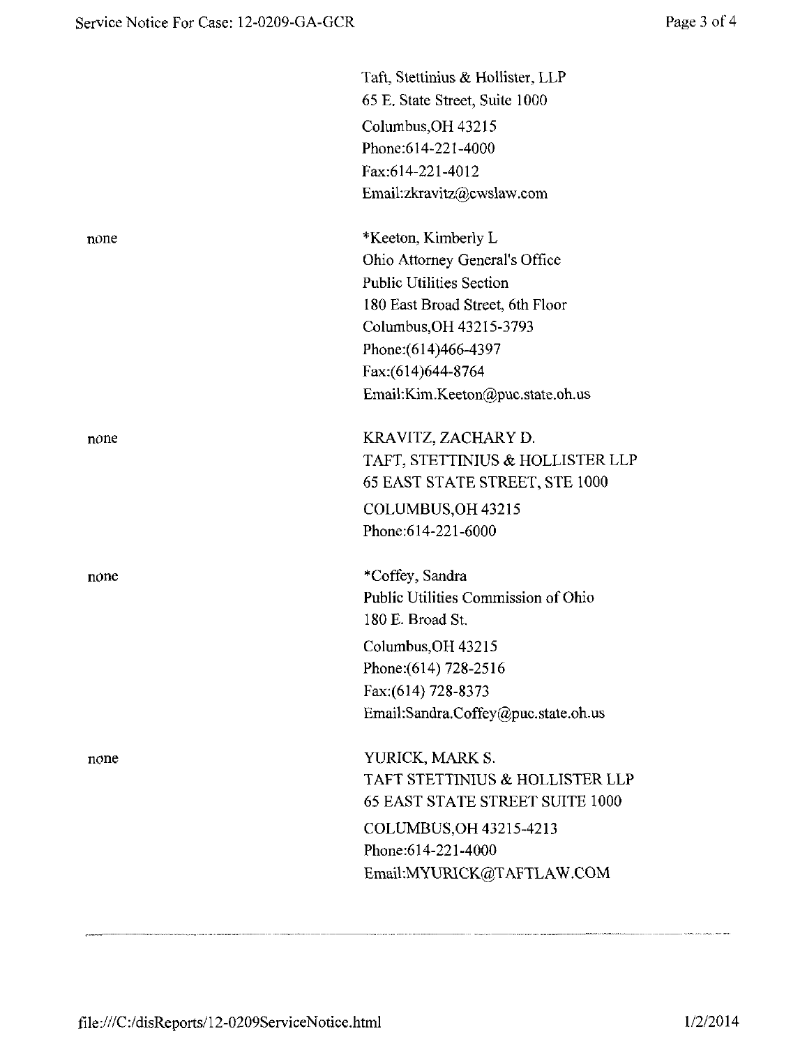| | |
|---|---|
| | Taft, Stettinius & Hollister, LLP<br>65 E. State Street, Suite 1000<br>Columbus,OH 43215<br>Phone:614-221-4000<br>Fax:614-221-4012<br>Email:zkravitz@cwslaw.com |
| none | *Keeton, Kimberly L<br>Ohio Attorney General's Office<br>Public Utilities Section<br>180 East Broad Street, 6th Floor<br>Columbus,OH 43215-3793<br>Phone:(614)466-4397<br>Fax:(614)644-8764<br>Email:Kim.Keeton@puc.state.oh.us |
| none | KRAVITZ, ZACHARY D.<br>TAFT, STETTINIUS & HOLLISTER LLP<br>65 EAST STATE STREET, STE 1000<br>COLUMBUS,OH 43215<br>Phone:614-221-6000 |
| none | *Coffey, Sandra<br>Public Utilities Commission of Ohio<br>180 E. Broad St.<br>Columbus,OH 43215<br>Phone:(614) 728-2516<br>Fax:(614) 728-8373<br>Email:Sandra.Coffey@puc.state.oh.us |
| none | YURICK, MARK S.<br>TAFT STETTINIUS & HOLLISTER LLP<br>65 EAST STATE STREET SUITE 1000<br>COLUMBUS,OH 43215-4213<br>Phone:614-221-4000<br>Email:MYURICK@TAFTLAW.COM |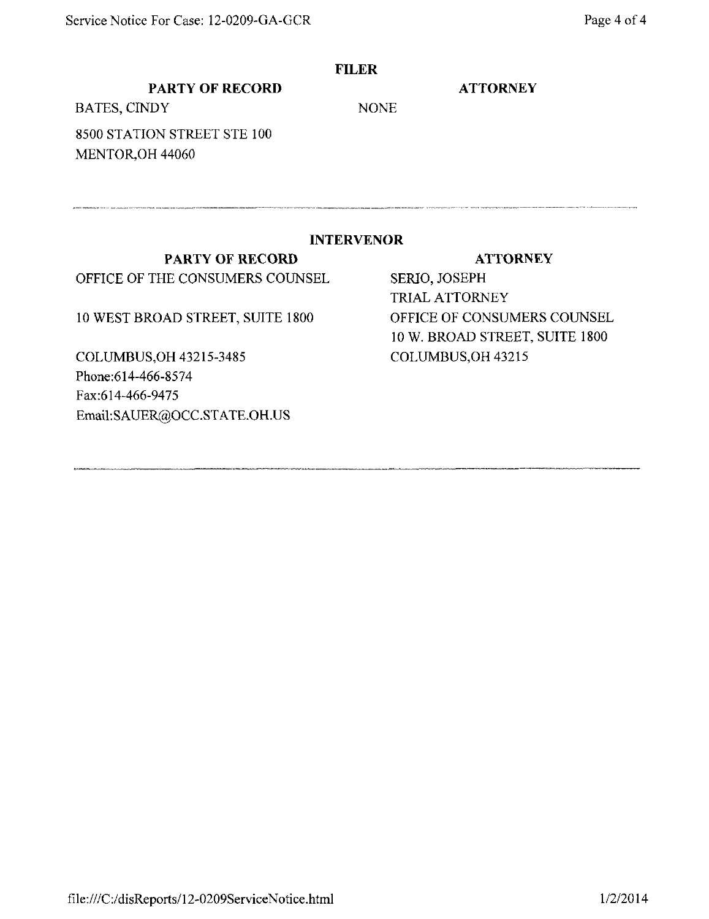## FILER

| PARTY OF RECORD | ATTORNEY |
|---|---|
| BATES, CINDY<br>8500 STATION STREET STE 100<br>MENTOR,OH 44060 | NONE |

---

## INTERVENOR

| PARTY OF RECORD | ATTORNEY |
|---|---|
| OFFICE OF THE CONSUMERS COUNSEL<br>10 WEST BROAD STREET, SUITE 1800<br>COLUMBUS,OH 43215-3485<br>Phone:614-466-8574<br>Fax:614-466-9475<br>Email:SAUER@OCC.STATE.OH.US | SERIO, JOSEPH<br>TRIAL ATTORNEY<br>OFFICE OF CONSUMERS COUNSEL<br>10 W. BROAD STREET, SUITE 1800<br>COLUMBUS,OH 43215 |